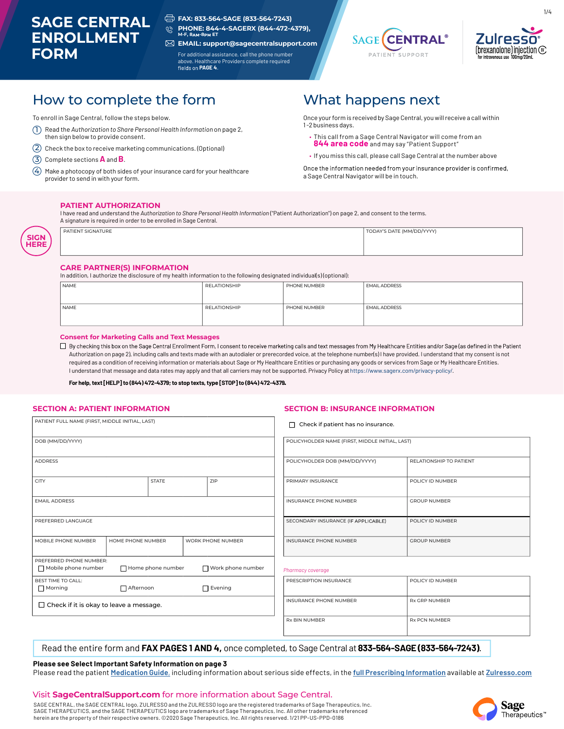# SAGE CENTRAL ENROLLMENT FORM

FAX: 833-564-SAGE (833-564-7243)

PHONE: 844-4-SAGERX (844-472-4379), M-F, 8AM-8PM ET

EMAIL: support@sagecentralsupport.com

For additional assistance, call the phone number above. Healthcare Providers complete required fields on **PAGE 4**.

SAGE CENTRAL® PATIENT SUPPORT

Zulresso® (brexanolone) injection (IV) for intravenous use 100mg/20mL

## How to complete the form

To enroll in Sage Central, follow the steps below.

1. Read the *Authorization to Share Personal Health Information* on page 2, then sign below to provide consent.
2. Check the box to receive marketing communications. (Optional)
3. Complete sections **A** and **B**.
4. Make a photocopy of both sides of your insurance card for your healthcare provider to send in with your form.

## What happens next

Once your form is received by Sage Central, you will receive a call within 1-2 business days.

- This call from a Sage Central Navigator will come from an **844 area code** and may say "Patient Support"
- If you miss this call, please call Sage Central at the number above

Once the information needed from your insurance provider is confirmed, a Sage Central Navigator will be in touch.

### PATIENT AUTHORIZATION

I have read and understand the *Authorization to Share Personal Health Information* ("Patient Authorization") on page 2, and consent to the terms. A signature is required in order to be enrolled in Sage Central.

SIGN HERE

| PATIENT SIGNATURE | TODAY'S DATE (MM/DD/YYYY) |
|---|---|
| | |

### CARE PARTNER(S) INFORMATION

In addition, I authorize the disclosure of my health information to the following designated individual(s) (optional):

| NAME | RELATIONSHIP | PHONE NUMBER | EMAIL ADDRESS |
|---|---|---|---|
| | | | |
| | | | |

### Consent for Marketing Calls and Text Messages

☐ By checking this box on the Sage Central Enrollment Form, I consent to receive marketing calls and text messages from My Healthcare Entities and/or Sage (as defined in the Patient Authorization on page 2), including calls and texts made with an autodialer or prerecorded voice, at the telephone number(s) I have provided. I understand that my consent is not required as a condition of receiving information or materials about Sage or My Healthcare Entities or purchasing any goods or services from Sage or My Healthcare Entities. I understand that message and data rates may apply and that all carriers may not be supported. Privacy Policy at https://www.sagerx.com/privacy-policy/.

**For help, text [HELP] to (844) 472-4379; to stop texts, type [STOP] to (844) 472-4379.**

### SECTION A: PATIENT INFORMATION

| PATIENT FULL NAME (FIRST, MIDDLE INITIAL, LAST) | | |
|---|---|---|
| DOB (MM/DD/YYYY) | | |
| ADDRESS | | |
| CITY | STATE | ZIP |
| EMAIL ADDRESS | | |
| PREFERRED LANGUAGE | | |
| MOBILE PHONE NUMBER | HOME PHONE NUMBER | WORK PHONE NUMBER |
| PREFERRED PHONE NUMBER: ☐ Mobile phone number | ☐ Home phone number | ☐ Work phone number |
| BEST TIME TO CALL: ☐ Morning | ☐ Afternoon | ☐ Evening |
| ☐ Check if it is okay to leave a message. | | |

### SECTION B: INSURANCE INFORMATION

☐ Check if patient has no insurance.

| POLICYHOLDER NAME (FIRST, MIDDLE INITIAL, LAST) | |
|---|---|
| POLICYHOLDER DOB (MM/DD/YYYY) | RELATIONSHIP TO PATIENT |
| PRIMARY INSURANCE | POLICY ID NUMBER |
| INSURANCE PHONE NUMBER | GROUP NUMBER |
| SECONDARY INSURANCE (IF APPLICABLE) | POLICY ID NUMBER |
| INSURANCE PHONE NUMBER | GROUP NUMBER |

*Pharmacy coverage*

| PRESCRIPTION INSURANCE | POLICY ID NUMBER |
|---|---|
| INSURANCE PHONE NUMBER | Rx GRP NUMBER |
| Rx BIN NUMBER | Rx PCN NUMBER |

Read the entire form and **FAX PAGES 1 AND 4,** once completed, to Sage Central at **833-564-SAGE (833-564-7243)**.

**Please see Select Important Safety Information on page 3**

Please read the patient Medication Guide, including information about serious side effects, in the full Prescribing Information available at Zulresso.com

Visit **SageCentralSupport.com** for more information about Sage Central.

SAGE CENTRAL, the SAGE CENTRAL logo, ZULRESSO and the ZULRESSO logo are the registered trademarks of Sage Therapeutics, Inc. SAGE THERAPEUTICS, and the SAGE THERAPEUTICS logo are trademarks of Sage Therapeutics, Inc. All other trademarks referenced herein are the property of their respective owners. ©2020 Sage Therapeutics, Inc. All rights reserved. 1/21 PP-US-PPD-0186

Sage Therapeutics™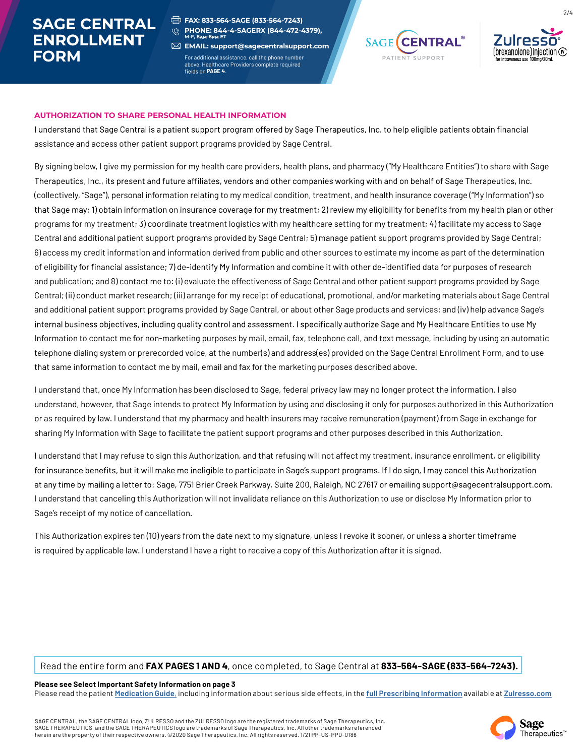# SAGE CENTRAL ENROLLMENT FORM

FAX: 833-564-SAGE (833-564-7243)
PHONE: 844-4-SAGERX (844-472-4379), M-F, 8AM-8PM ET
EMAIL: support@sagecentralsupport.com

For additional assistance, call the phone number above. Healthcare Providers complete required fields on **PAGE 4**.

## AUTHORIZATION TO SHARE PERSONAL HEALTH INFORMATION

I understand that Sage Central is a patient support program offered by Sage Therapeutics, Inc. to help eligible patients obtain financial assistance and access other patient support programs provided by Sage Central.

By signing below, I give my permission for my health care providers, health plans, and pharmacy ("My Healthcare Entities") to share with Sage Therapeutics, Inc., its present and future affiliates, vendors and other companies working with and on behalf of Sage Therapeutics, Inc. (collectively, "Sage"), personal information relating to my medical condition, treatment, and health insurance coverage ("My Information") so that Sage may: 1) obtain information on insurance coverage for my treatment; 2) review my eligibility for benefits from my health plan or other programs for my treatment; 3) coordinate treatment logistics with my healthcare setting for my treatment; 4) facilitate my access to Sage Central and additional patient support programs provided by Sage Central; 5) manage patient support programs provided by Sage Central; 6) access my credit information and information derived from public and other sources to estimate my income as part of the determination of eligibility for financial assistance; 7) de-identify My Information and combine it with other de-identified data for purposes of research and publication; and 8) contact me to: (i) evaluate the effectiveness of Sage Central and other patient support programs provided by Sage Central; (ii) conduct market research; (iii) arrange for my receipt of educational, promotional, and/or marketing materials about Sage Central and additional patient support programs provided by Sage Central, or about other Sage products and services; and (iv) help advance Sage's internal business objectives, including quality control and assessment. I specifically authorize Sage and My Healthcare Entities to use My Information to contact me for non-marketing purposes by mail, email, fax, telephone call, and text message, including by using an automatic telephone dialing system or prerecorded voice, at the number(s) and address(es) provided on the Sage Central Enrollment Form, and to use that same information to contact me by mail, email and fax for the marketing purposes described above.

I understand that, once My Information has been disclosed to Sage, federal privacy law may no longer protect the information. I also understand, however, that Sage intends to protect My Information by using and disclosing it only for purposes authorized in this Authorization or as required by law. I understand that my pharmacy and health insurers may receive remuneration (payment) from Sage in exchange for sharing My Information with Sage to facilitate the patient support programs and other purposes described in this Authorization.

I understand that I may refuse to sign this Authorization, and that refusing will not affect my treatment, insurance enrollment, or eligibility for insurance benefits, but it will make me ineligible to participate in Sage's support programs. If I do sign, I may cancel this Authorization at any time by mailing a letter to: Sage, 7751 Brier Creek Parkway, Suite 200, Raleigh, NC 27617 or emailing support@sagecentralsupport.com. I understand that canceling this Authorization will not invalidate reliance on this Authorization to use or disclose My Information prior to Sage's receipt of my notice of cancellation.

This Authorization expires ten (10) years from the date next to my signature, unless I revoke it sooner, or unless a shorter timeframe is required by applicable law. I understand I have a right to receive a copy of this Authorization after it is signed.

Read the entire form and **FAX PAGES 1 AND 4**, once completed, to Sage Central at **833-564-SAGE (833-564-7243).**

**Please see Select Important Safety Information on page 3**
Please read the patient Medication Guide, including information about serious side effects, in the full Prescribing Information available at Zulresso.com

SAGE CENTRAL, the SAGE CENTRAL logo, ZULRESSO and the ZULRESSO logo are the registered trademarks of Sage Therapeutics, Inc. SAGE THERAPEUTICS, and the SAGE THERAPEUTICS logo are trademarks of Sage Therapeutics, Inc. All other trademarks referenced herein are the property of their respective owners. ©2020 Sage Therapeutics, Inc. All rights reserved. 1/21 PP-US-PPD-0186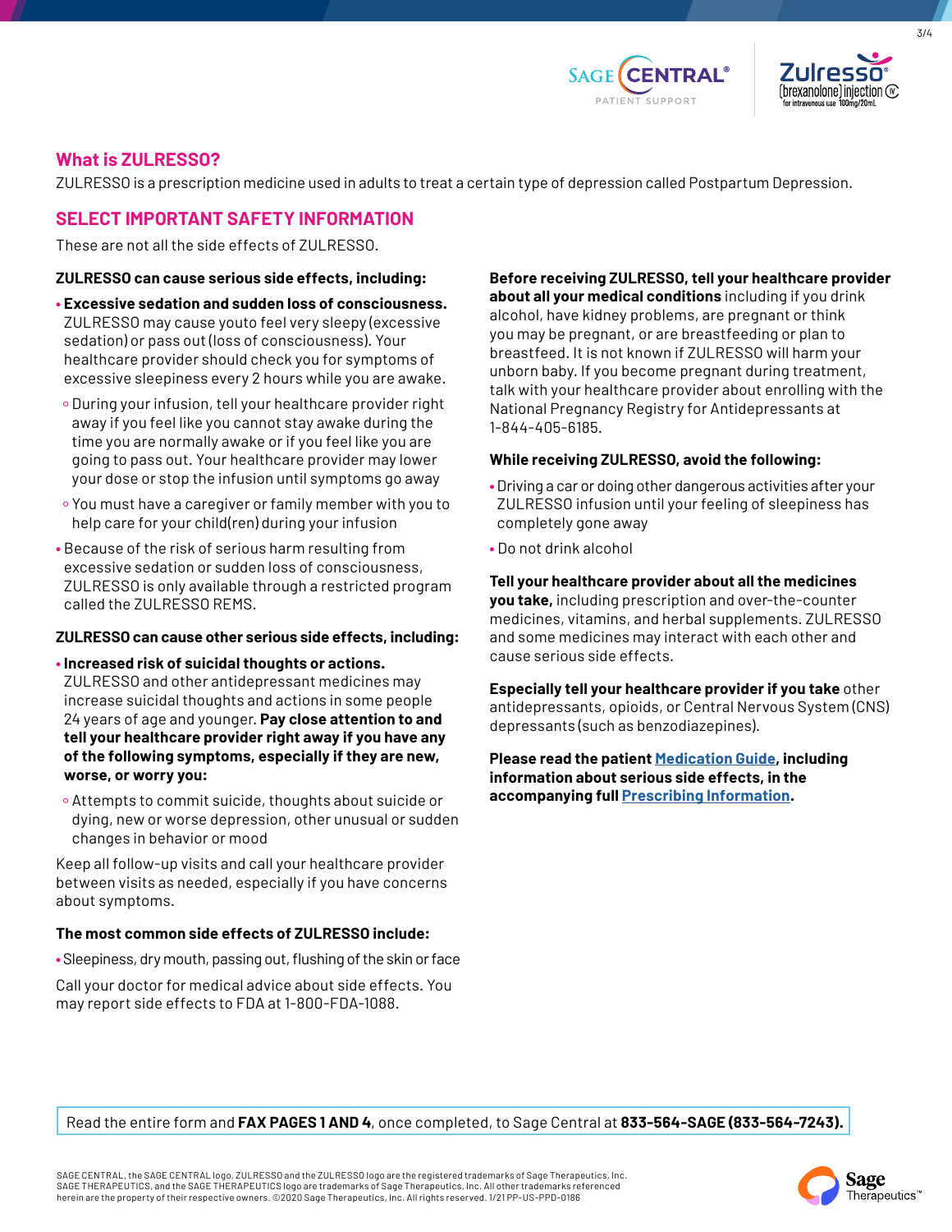## What is ZULRESSO?

ZULRESSO is a prescription medicine used in adults to treat a certain type of depression called Postpartum Depression.

## SELECT IMPORTANT SAFETY INFORMATION

These are not all the side effects of ZULRESSO.

**ZULRESSO can cause serious side effects, including:**

- **Excessive sedation and sudden loss of consciousness.** ZULRESSO may cause youto feel very sleepy (excessive sedation) or pass out (loss of consciousness). Your healthcare provider should check you for symptoms of excessive sleepiness every 2 hours while you are awake.
  - During your infusion, tell your healthcare provider right away if you feel like you cannot stay awake during the time you are normally awake or if you feel like you are going to pass out. Your healthcare provider may lower your dose or stop the infusion until symptoms go away
  - You must have a caregiver or family member with you to help care for your child(ren) during your infusion
- Because of the risk of serious harm resulting from excessive sedation or sudden loss of consciousness, ZULRESSO is only available through a restricted program called the ZULRESSO REMS.

**ZULRESSO can cause other serious side effects, including:**

- **Increased risk of suicidal thoughts or actions.** ZULRESSO and other antidepressant medicines may increase suicidal thoughts and actions in some people 24 years of age and younger. **Pay close attention to and tell your healthcare provider right away if you have any of the following symptoms, especially if they are new, worse, or worry you:**
  - Attempts to commit suicide, thoughts about suicide or dying, new or worse depression, other unusual or sudden changes in behavior or mood

Keep all follow-up visits and call your healthcare provider between visits as needed, especially if you have concerns about symptoms.

**The most common side effects of ZULRESSO include:**

- Sleepiness, dry mouth, passing out, flushing of the skin or face

Call your doctor for medical advice about side effects. You may report side effects to FDA at 1-800-FDA-1088.

**Before receiving ZULRESSO, tell your healthcare provider about all your medical conditions** including if you drink alcohol, have kidney problems, are pregnant or think you may be pregnant, or are breastfeeding or plan to breastfeed. It is not known if ZULRESSO will harm your unborn baby. If you become pregnant during treatment, talk with your healthcare provider about enrolling with the National Pregnancy Registry for Antidepressants at 1-844-405-6185.

**While receiving ZULRESSO, avoid the following:**

- Driving a car or doing other dangerous activities after your ZULRESSO infusion until your feeling of sleepiness has completely gone away
- Do not drink alcohol

**Tell your healthcare provider about all the medicines you take,** including prescription and over-the-counter medicines, vitamins, and herbal supplements. ZULRESSO and some medicines may interact with each other and cause serious side effects.

**Especially tell your healthcare provider if you take** other antidepressants, opioids, or Central Nervous System (CNS) depressants (such as benzodiazepines).

**Please read the patient Medication Guide, including information about serious side effects, in the accompanying full Prescribing Information.**

Read the entire form and **FAX PAGES 1 AND 4**, once completed, to Sage Central at **833-564-SAGE (833-564-7243).**

SAGE CENTRAL, the SAGE CENTRAL logo, ZULRESSO and the ZULRESSO logo are the registered trademarks of Sage Therapeutics, Inc. SAGE THERAPEUTICS, and the SAGE THERAPEUTICS logo are trademarks of Sage Therapeutics, Inc. All other trademarks referenced herein are the property of their respective owners. ©2020 Sage Therapeutics, Inc. All rights reserved. 1/21 PP-US-PPD-0186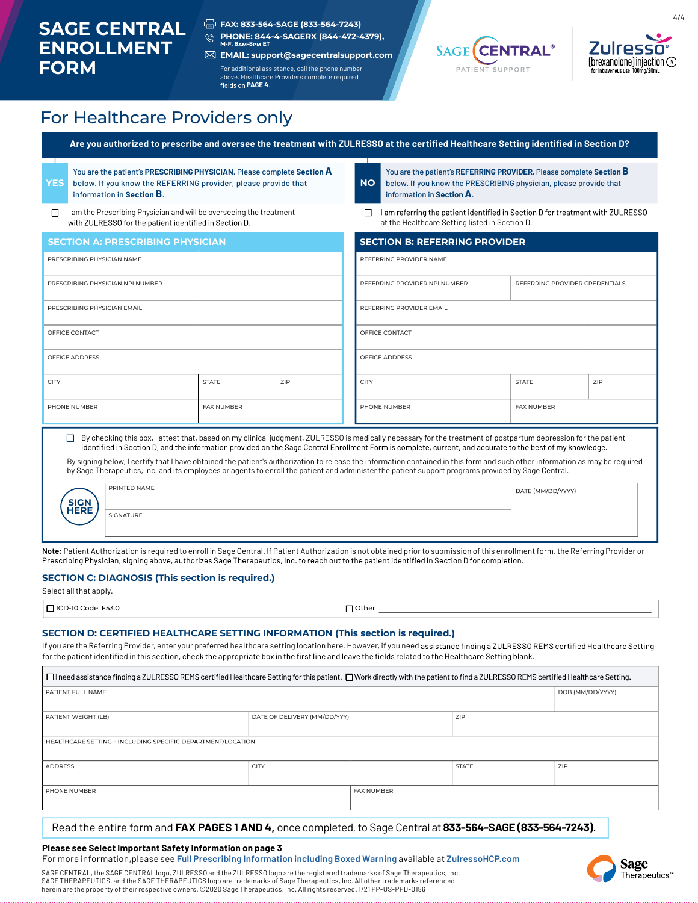# SAGE CENTRAL ENROLLMENT FORM

FAX: 833-564-SAGE (833-564-7243)
PHONE: 844-4-SAGERX (844-472-4379), M-F, 8AM-8PM ET
EMAIL: support@sagecentralsupport.com

For additional assistance, call the phone number above. Healthcare Providers complete required fields on **PAGE 4**.

SAGE CENTRAL® PATIENT SUPPORT

Zulresso® (brexanolone) injection IV for intravenous use 100mg/20mL

## For Healthcare Providers only

**Are you authorized to prescribe and oversee the treatment with ZULRESSO at the certified Healthcare Setting identified in Section D?**

**YES** — You are the patient's **PRESCRIBING PHYSICIAN.** Please complete **Section A** below. If you know the REFERRING provider, please provide that information in **Section B**.

☐ I am the Prescribing Physician and will be overseeing the treatment with ZULRESSO for the patient identified in Section D.

**NO** — You are the patient's **REFERRING PROVIDER.** Please complete **Section B** below. If you know the PRESCRIBING physician, please provide that information in **Section A**.

☐ I am referring the patient identified in Section D for treatment with ZULRESSO at the Healthcare Setting listed in Section D.

### SECTION A: PRESCRIBING PHYSICIAN

| | | |
|---|---|---|
| PRESCRIBING PHYSICIAN NAME | | |
| PRESCRIBING PHYSICIAN NPI NUMBER | | |
| PRESCRIBING PHYSICIAN EMAIL | | |
| OFFICE CONTACT | | |
| OFFICE ADDRESS | | |
| CITY | STATE | ZIP |
| PHONE NUMBER | FAX NUMBER | |

### SECTION B: REFERRING PROVIDER

| | | |
|---|---|---|
| REFERRING PROVIDER NAME | | |
| REFERRING PROVIDER NPI NUMBER | REFERRING PROVIDER CREDENTIALS | |
| REFERRING PROVIDER EMAIL | | |
| OFFICE CONTACT | | |
| OFFICE ADDRESS | | |
| CITY | STATE | ZIP |
| PHONE NUMBER | FAX NUMBER | |

☐ By checking this box, I attest that, based on my clinical judgment, ZULRESSO is medically necessary for the treatment of postpartum depression for the patient identified in Section D, and the information provided on the Sage Central Enrollment Form is complete, current, and accurate to the best of my knowledge.

By signing below, I certify that I have obtained the patient's authorization to release the information contained in this form and such other information as may be required by Sage Therapeutics, Inc. and its employees or agents to enroll the patient and administer the patient support programs provided by Sage Central.

**SIGN HERE**

| | |
|---|---|
| PRINTED NAME | DATE (MM/DD/YYYY) |
| SIGNATURE | |

**Note:** Patient Authorization is required to enroll in Sage Central. If Patient Authorization is not obtained prior to submission of this enrollment form, the Referring Provider or Prescribing Physician, signing above, authorizes Sage Therapeutics, Inc. to reach out to the patient identified in Section D for completion.

### SECTION C: DIAGNOSIS (This section is required.)

Select all that apply.

☐ ICD-10 Code: F53.0 ☐ Other ____________

### SECTION D: CERTIFIED HEALTHCARE SETTING INFORMATION (This section is required.)

If you are the Referring Provider, enter your preferred healthcare setting location here. However, if you need assistance finding a ZULRESSO REMS certified Healthcare Setting for the patient identified in this section, check the appropriate box in the first line and leave the fields related to the Healthcare Setting blank.

☐ I need assistance finding a ZULRESSO REMS certified Healthcare Setting for this patient. ☐ Work directly with the patient to find a ZULRESSO REMS certified Healthcare Setting.

| | | | |
|---|---|---|---|
| PATIENT FULL NAME | | | DOB (MM/DD/YYYY) |
| PATIENT WEIGHT (LB) | DATE OF DELIVERY (MM/DD/YYY) | ZIP | |
| HEALTHCARE SETTING – INCLUDING SPECIFIC DEPARTMENT/LOCATION | | | |
| ADDRESS | CITY | STATE | ZIP |
| PHONE NUMBER | FAX NUMBER | | |

Read the entire form and **FAX PAGES 1 AND 4,** once completed, to Sage Central at **833-564-SAGE (833-564-7243)**.

**Please see Select Important Safety Information on page 3**

For more information, please see Full Prescribing Information including Boxed Warning available at ZulressoHCP.com

SAGE CENTRAL, the SAGE CENTRAL logo, ZULRESSO and the ZULRESSO logo are the registered trademarks of Sage Therapeutics, Inc. SAGE THERAPEUTICS, and the SAGE THERAPEUTICS logo are trademarks of Sage Therapeutics, Inc. All other trademarks referenced herein are the property of their respective owners. ©2020 Sage Therapeutics, Inc. All rights reserved. 1/21 PP-US-PPD-0186

Sage Therapeutics™